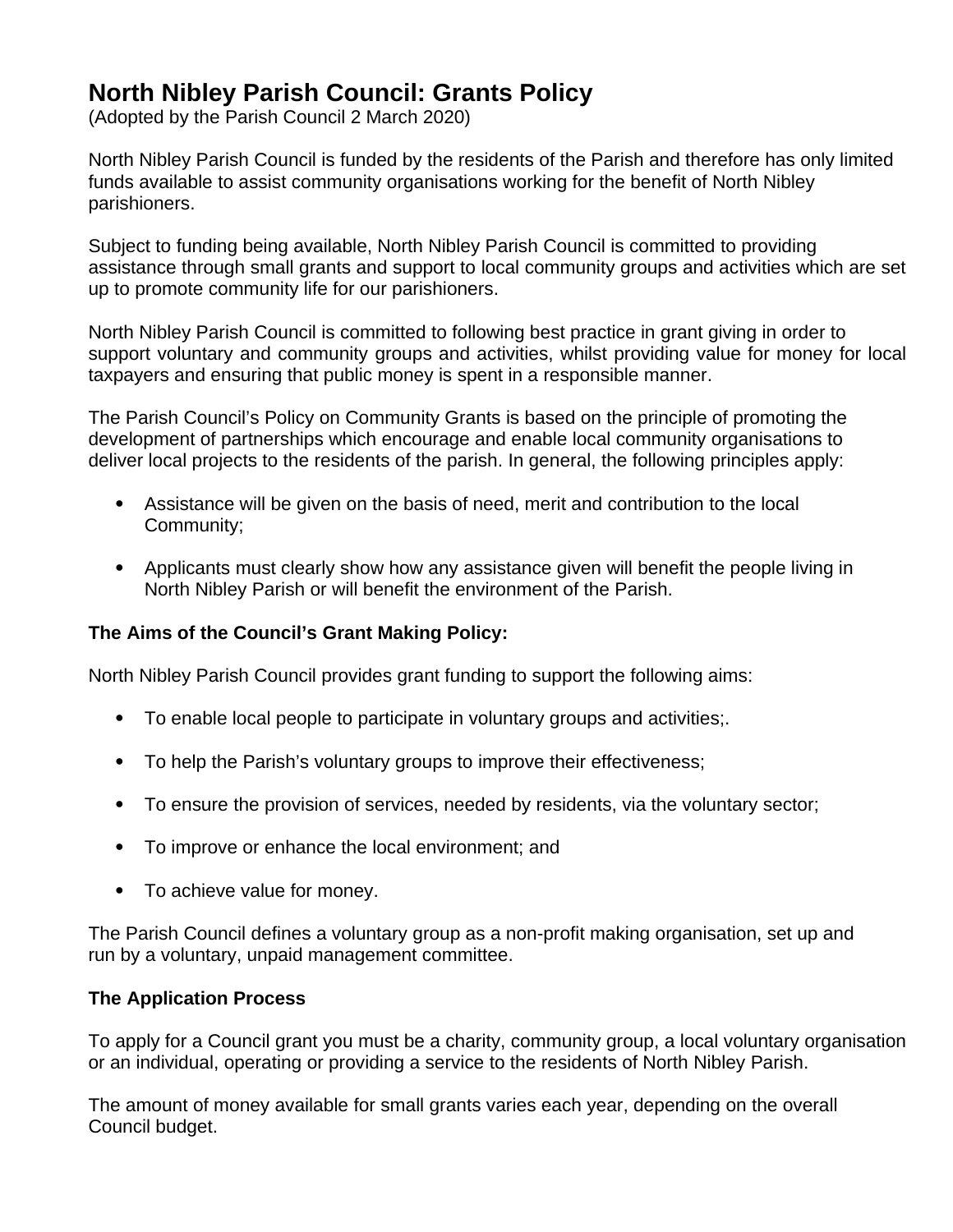# North Nibley Parish Council: Grants Policy

(Adopted by the Parish Council 2 March 2020)

North Nibley Parish Council is funded by the residents of the Parish and therefore has only limited funds available to assist community organisations working for the benefit of North Nibley parishioners.

Subject to funding being available, North Nibley Parish Council is committed to providing assistance through small grants and support to local community groups and activities which are set up to promote community life for our parishioners.

North Nibley Parish Council is committed to following best practice in grant giving in order to support voluntary and community groups and activities, whilst providing value for money for local taxpayers and ensuring that public money is spent in a responsible manner.

The Parish Council's Policy on Community Grants is based on the principle of promoting the development of partnerships which encourage and enable local community organisations to deliver local projects to the residents of the parish. In general, the following principles apply:

- Assistance will be given on the basis of need, merit and contribution to the local Community;
- Applicants must clearly show how any assistance given will benefit the people living in North Nibley Parish or will benefit the environment of the Parish.

**The Aims of the Council's Grant Making Policy:**

North Nibley Parish Council provides grant funding to support the following aims:

- To enable local people to participate in voluntary groups and activities;.
- To help the Parish's voluntary groups to improve their effectiveness;
- To ensure the provision of services, needed by residents, via the voluntary sector;
- To improve or enhance the local environment; and
- To achieve value for money.

The Parish Council defines a voluntary group as a non-profit making organisation, set up and run by a voluntary, unpaid management committee.

**The Application Process**

To apply for a Council grant you must be a charity, community group, a local voluntary organisation or an individual, operating or providing a service to the residents of North Nibley Parish.

The amount of money available for small grants varies each year, depending on the overall Council budget.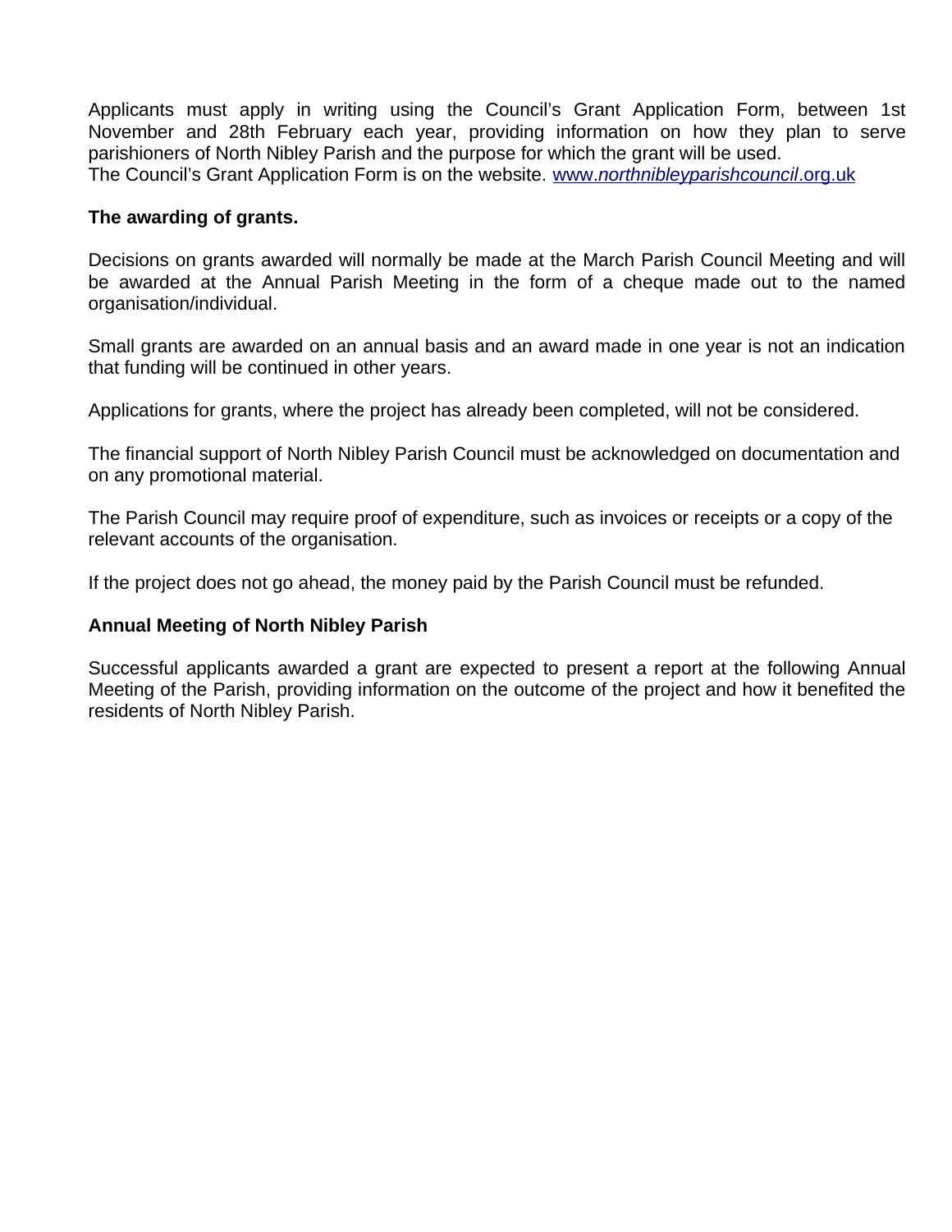Applicants must apply in writing using the Council's Grant Application Form, between 1st November and 28th February each year, providing information on how they plan to serve parishioners of North Nibley Parish and the purpose for which the grant will be used.
The Council's Grant Application Form is on the website. www.*northnibleyparishcouncil*.org.uk

**The awarding of grants.**

Decisions on grants awarded will normally be made at the March Parish Council Meeting and will be awarded at the Annual Parish Meeting in the form of a cheque made out to the named organisation/individual.

Small grants are awarded on an annual basis and an award made in one year is not an indication that funding will be continued in other years.

Applications for grants, where the project has already been completed, will not be considered.

The financial support of North Nibley Parish Council must be acknowledged on documentation and on any promotional material.

The Parish Council may require proof of expenditure, such as invoices or receipts or a copy of the relevant accounts of the organisation.

If the project does not go ahead, the money paid by the Parish Council must be refunded.

**Annual Meeting of North Nibley Parish**

Successful applicants awarded a grant are expected to present a report at the following Annual Meeting of the Parish, providing information on the outcome of the project and how it benefited the residents of North Nibley Parish.